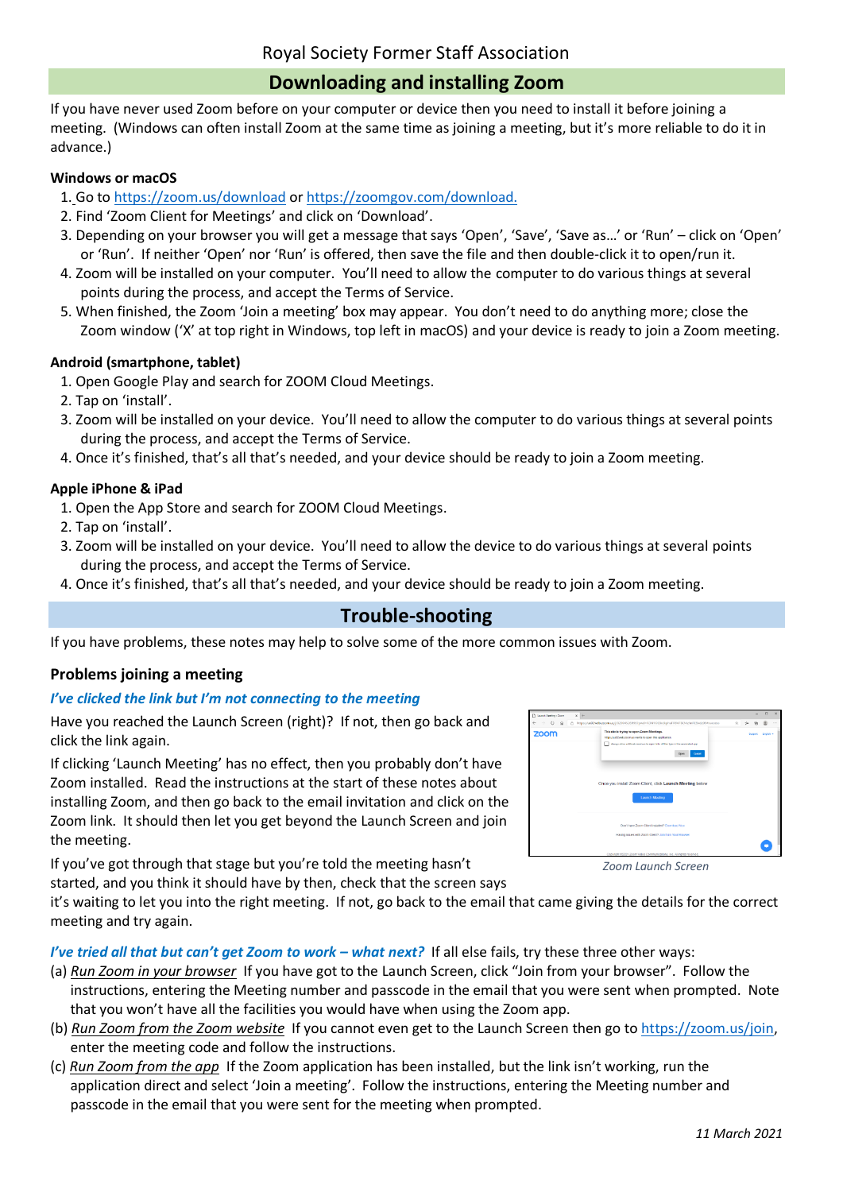Royal Society Former Staff Association

# Downloading and installing Zoom

If you have never used Zoom before on your computer or device then you need to install it before joining a meeting. (Windows can often install Zoom at the same time as joining a meeting, but it's more reliable to do it in advance.)

**Windows or macOS**

1. Go to https://zoom.us/download or https://zoomgov.com/download.
2. Find 'Zoom Client for Meetings' and click on 'Download'.
3. Depending on your browser you will get a message that says 'Open', 'Save', 'Save as…' or 'Run' – click on 'Open' or 'Run'. If neither 'Open' nor 'Run' is offered, then save the file and then double-click it to open/run it.
4. Zoom will be installed on your computer. You'll need to allow the computer to do various things at several points during the process, and accept the Terms of Service.
5. When finished, the Zoom 'Join a meeting' box may appear. You don't need to do anything more; close the Zoom window ('X' at top right in Windows, top left in macOS) and your device is ready to join a Zoom meeting.

**Android (smartphone, tablet)**

1. Open Google Play and search for ZOOM Cloud Meetings.
2. Tap on 'install'.
3. Zoom will be installed on your device. You'll need to allow the computer to do various things at several points during the process, and accept the Terms of Service.
4. Once it's finished, that's all that's needed, and your device should be ready to join a Zoom meeting.

**Apple iPhone & iPad**

1. Open the App Store and search for ZOOM Cloud Meetings.
2. Tap on 'install'.
3. Zoom will be installed on your device. You'll need to allow the device to do various things at several points during the process, and accept the Terms of Service.
4. Once it's finished, that's all that's needed, and your device should be ready to join a Zoom meeting.

# Trouble-shooting

If you have problems, these notes may help to solve some of the more common issues with Zoom.

## Problems joining a meeting

***I've clicked the link but I'm not connecting to the meeting***

Have you reached the Launch Screen (right)? If not, then go back and click the link again.

If clicking 'Launch Meeting' has no effect, then you probably don't have Zoom installed. Read the instructions at the start of these notes about installing Zoom, and then go back to the email invitation and click on the Zoom link. It should then let you get beyond the Launch Screen and join the meeting.

*Zoom Launch Screen*

If you've got through that stage but you're told the meeting hasn't started, and you think it should have by then, check that the screen says it's waiting to let you into the right meeting. If not, go back to the email that came giving the details for the correct meeting and try again.

***I've tried all that but can't get Zoom to work – what next?*** If all else fails, try these three other ways:

(a) Run Zoom in your browser If you have got to the Launch Screen, click "Join from your browser". Follow the instructions, entering the Meeting number and passcode in the email that you were sent when prompted. Note that you won't have all the facilities you would have when using the Zoom app.

(b) Run Zoom from the Zoom website If you cannot even get to the Launch Screen then go to https://zoom.us/join, enter the meeting code and follow the instructions.

(c) Run Zoom from the app If the Zoom application has been installed, but the link isn't working, run the application direct and select 'Join a meeting'. Follow the instructions, entering the Meeting number and passcode in the email that you were sent for the meeting when prompted.

*11 March 2021*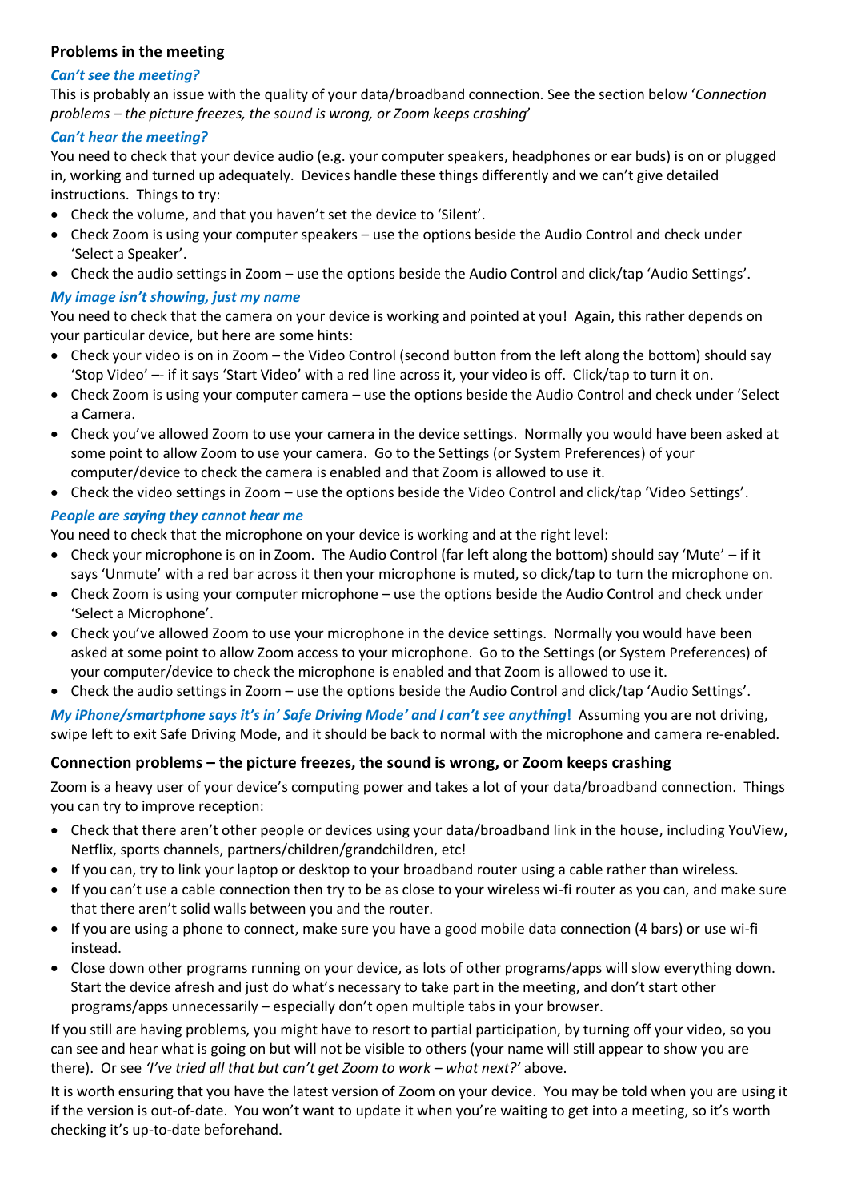## Problems in the meeting

### *Can't see the meeting?*

This is probably an issue with the quality of your data/broadband connection. See the section below '*Connection problems – the picture freezes, the sound is wrong, or Zoom keeps crashing*'

### *Can't hear the meeting?*

You need to check that your device audio (e.g. your computer speakers, headphones or ear buds) is on or plugged in, working and turned up adequately. Devices handle these things differently and we can't give detailed instructions. Things to try:

- Check the volume, and that you haven't set the device to 'Silent'.
- Check Zoom is using your computer speakers – use the options beside the Audio Control and check under 'Select a Speaker'.
- Check the audio settings in Zoom – use the options beside the Audio Control and click/tap 'Audio Settings'.

### *My image isn't showing, just my name*

You need to check that the camera on your device is working and pointed at you! Again, this rather depends on your particular device, but here are some hints:

- Check your video is on in Zoom – the Video Control (second button from the left along the bottom) should say 'Stop Video' –- if it says 'Start Video' with a red line across it, your video is off. Click/tap to turn it on.
- Check Zoom is using your computer camera – use the options beside the Audio Control and check under 'Select a Camera.
- Check you've allowed Zoom to use your camera in the device settings. Normally you would have been asked at some point to allow Zoom to use your camera. Go to the Settings (or System Preferences) of your computer/device to check the camera is enabled and that Zoom is allowed to use it.
- Check the video settings in Zoom – use the options beside the Video Control and click/tap 'Video Settings'.

### *People are saying they cannot hear me*

You need to check that the microphone on your device is working and at the right level:

- Check your microphone is on in Zoom. The Audio Control (far left along the bottom) should say 'Mute' – if it says 'Unmute' with a red bar across it then your microphone is muted, so click/tap to turn the microphone on.
- Check Zoom is using your computer microphone – use the options beside the Audio Control and check under 'Select a Microphone'.
- Check you've allowed Zoom to use your microphone in the device settings. Normally you would have been asked at some point to allow Zoom access to your microphone. Go to the Settings (or System Preferences) of your computer/device to check the microphone is enabled and that Zoom is allowed to use it.
- Check the audio settings in Zoom – use the options beside the Audio Control and click/tap 'Audio Settings'.

***My iPhone/smartphone says it's in' Safe Driving Mode' and I can't see anything!*** Assuming you are not driving, swipe left to exit Safe Driving Mode, and it should be back to normal with the microphone and camera re-enabled.

## Connection problems – the picture freezes, the sound is wrong, or Zoom keeps crashing

Zoom is a heavy user of your device's computing power and takes a lot of your data/broadband connection. Things you can try to improve reception:

- Check that there aren't other people or devices using your data/broadband link in the house, including YouView, Netflix, sports channels, partners/children/grandchildren, etc!
- If you can, try to link your laptop or desktop to your broadband router using a cable rather than wireless.
- If you can't use a cable connection then try to be as close to your wireless wi-fi router as you can, and make sure that there aren't solid walls between you and the router.
- If you are using a phone to connect, make sure you have a good mobile data connection (4 bars) or use wi-fi instead.
- Close down other programs running on your device, as lots of other programs/apps will slow everything down. Start the device afresh and just do what's necessary to take part in the meeting, and don't start other programs/apps unnecessarily – especially don't open multiple tabs in your browser.

If you still are having problems, you might have to resort to partial participation, by turning off your video, so you can see and hear what is going on but will not be visible to others (your name will still appear to show you are there). Or see *'I've tried all that but can't get Zoom to work – what next?'* above.

It is worth ensuring that you have the latest version of Zoom on your device. You may be told when you are using it if the version is out-of-date. You won't want to update it when you're waiting to get into a meeting, so it's worth checking it's up-to-date beforehand.